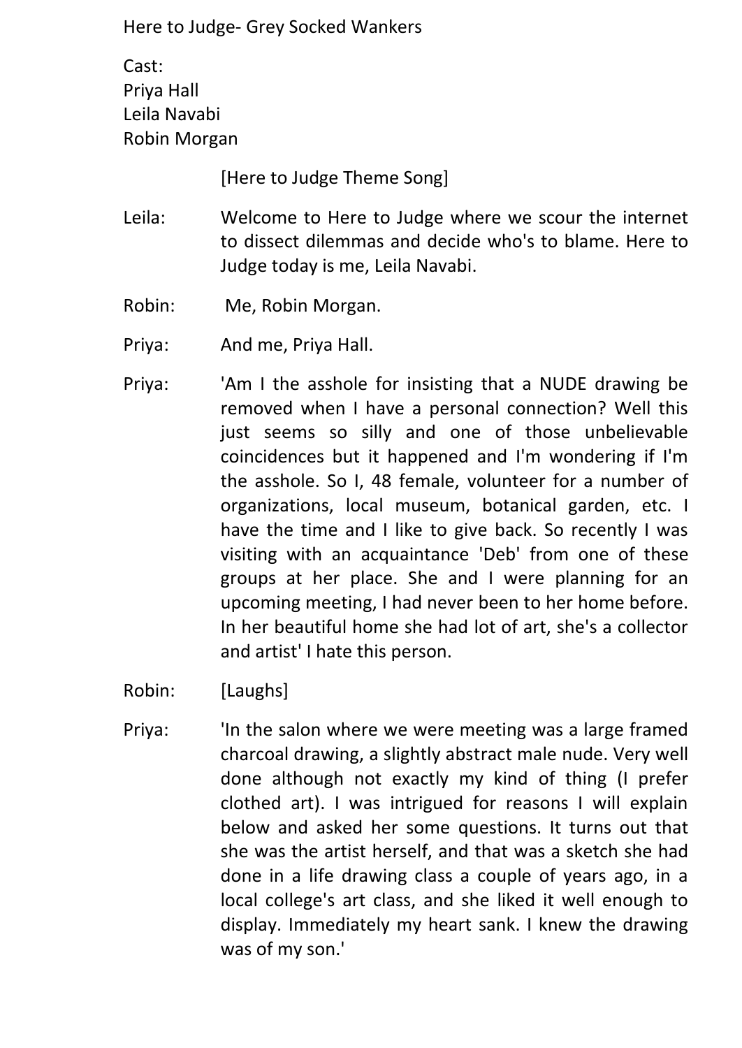Here to Judge- Grey Socked Wankers

Cast:
Priya Hall
Leila Navabi
Robin Morgan

[Here to Judge Theme Song]

Leila: Welcome to Here to Judge where we scour the internet to dissect dilemmas and decide who's to blame. Here to Judge today is me, Leila Navabi.

Robin: Me, Robin Morgan.

Priya: And me, Priya Hall.

Priya: 'Am I the asshole for insisting that a NUDE drawing be removed when I have a personal connection? Well this just seems so silly and one of those unbelievable coincidences but it happened and I'm wondering if I'm the asshole. So I, 48 female, volunteer for a number of organizations, local museum, botanical garden, etc. I have the time and I like to give back. So recently I was visiting with an acquaintance 'Deb' from one of these groups at her place. She and I were planning for an upcoming meeting, I had never been to her home before. In her beautiful home she had lot of art, she's a collector and artist' I hate this person.

Robin: [Laughs]

Priya: 'In the salon where we were meeting was a large framed charcoal drawing, a slightly abstract male nude. Very well done although not exactly my kind of thing (I prefer clothed art). I was intrigued for reasons I will explain below and asked her some questions. It turns out that she was the artist herself, and that was a sketch she had done in a life drawing class a couple of years ago, in a local college's art class, and she liked it well enough to display. Immediately my heart sank. I knew the drawing was of my son.'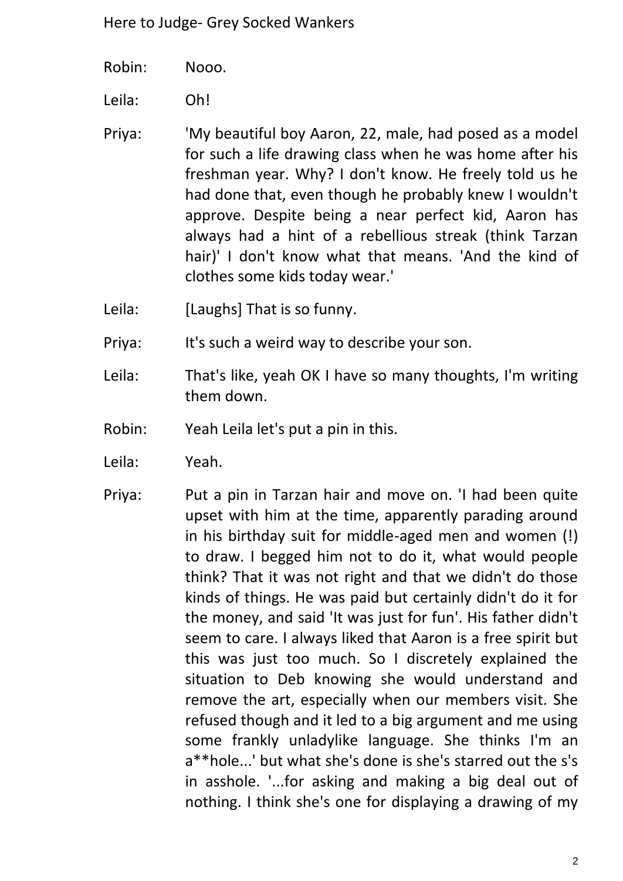Robin: Nooo.

Leila: Oh!

Priya: 'My beautiful boy Aaron, 22, male, had posed as a model for such a life drawing class when he was home after his freshman year. Why? I don't know. He freely told us he had done that, even though he probably knew I wouldn't approve. Despite being a near perfect kid, Aaron has always had a hint of a rebellious streak (think Tarzan hair)' I don't know what that means. 'And the kind of clothes some kids today wear.'

Leila: [Laughs] That is so funny.

Priya: It's such a weird way to describe your son.

Leila: That's like, yeah OK I have so many thoughts, I'm writing them down.

Robin: Yeah Leila let's put a pin in this.

Leila: Yeah.

Priya: Put a pin in Tarzan hair and move on. 'I had been quite upset with him at the time, apparently parading around in his birthday suit for middle-aged men and women (!) to draw. I begged him not to do it, what would people think? That it was not right and that we didn't do those kinds of things. He was paid but certainly didn't do it for the money, and said 'It was just for fun'. His father didn't seem to care. I always liked that Aaron is a free spirit but this was just too much. So I discretely explained the situation to Deb knowing she would understand and remove the art, especially when our members visit. She refused though and it led to a big argument and me using some frankly unladylike language. She thinks I'm an a**hole...' but what she's done is she's starred out the s's in asshole. '...for asking and making a big deal out of nothing. I think she's one for displaying a drawing of my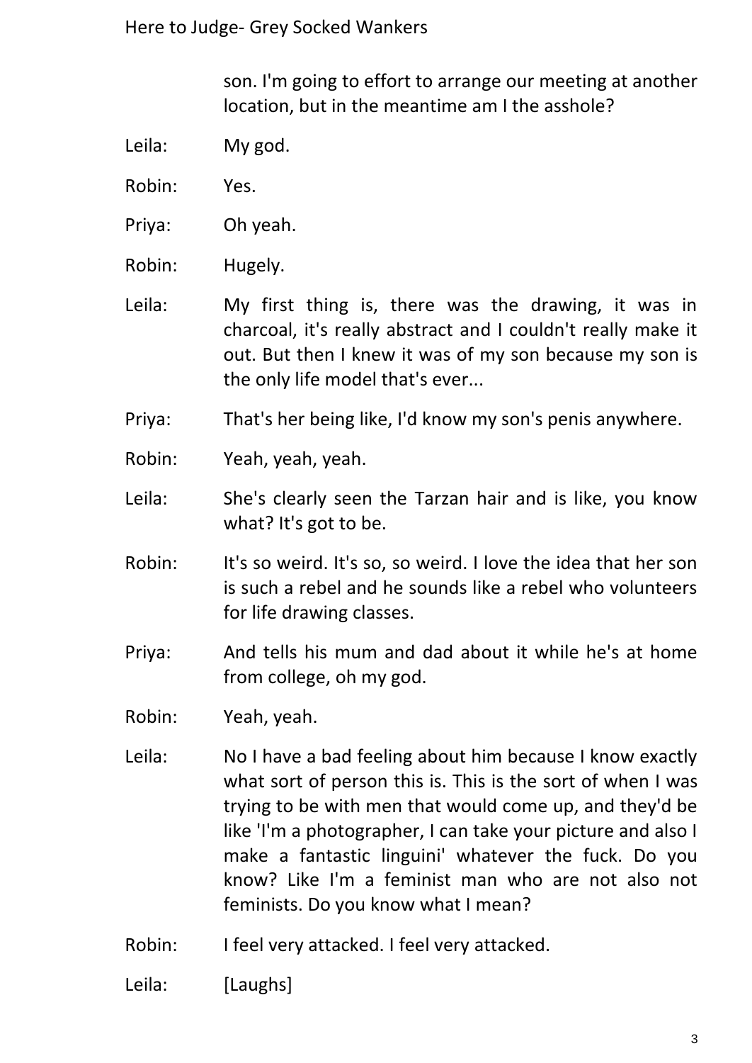son. I'm going to effort to arrange our meeting at another location, but in the meantime am I the asshole?

Leila: My god.

Robin: Yes.

Priya: Oh yeah.

Robin: Hugely.

Leila: My first thing is, there was the drawing, it was in charcoal, it's really abstract and I couldn't really make it out. But then I knew it was of my son because my son is the only life model that's ever...

Priya: That's her being like, I'd know my son's penis anywhere.

Robin: Yeah, yeah, yeah.

Leila: She's clearly seen the Tarzan hair and is like, you know what? It's got to be.

Robin: It's so weird. It's so, so weird. I love the idea that her son is such a rebel and he sounds like a rebel who volunteers for life drawing classes.

Priya: And tells his mum and dad about it while he's at home from college, oh my god.

Robin: Yeah, yeah.

Leila: No I have a bad feeling about him because I know exactly what sort of person this is. This is the sort of when I was trying to be with men that would come up, and they'd be like 'I'm a photographer, I can take your picture and also I make a fantastic linguini' whatever the fuck. Do you know? Like I'm a feminist man who are not also not feminists. Do you know what I mean?

Robin: I feel very attacked. I feel very attacked.

Leila: [Laughs]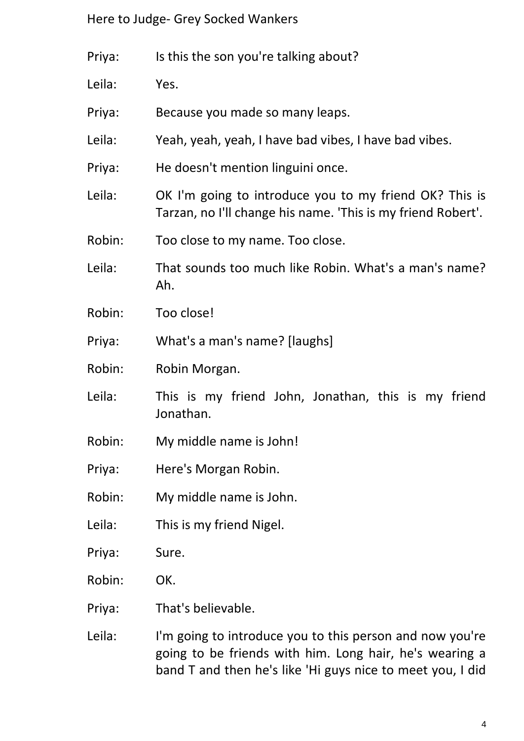Priya: Is this the son you're talking about?

Leila: Yes.

Priya: Because you made so many leaps.

Leila: Yeah, yeah, yeah, I have bad vibes, I have bad vibes.

Priya: He doesn't mention linguini once.

Leila: OK I'm going to introduce you to my friend OK? This is Tarzan, no I'll change his name. 'This is my friend Robert'.

Robin: Too close to my name. Too close.

Leila: That sounds too much like Robin. What's a man's name? Ah.

Robin: Too close!

Priya: What's a man's name? [laughs]

Robin: Robin Morgan.

Leila: This is my friend John, Jonathan, this is my friend Jonathan.

Robin: My middle name is John!

Priya: Here's Morgan Robin.

Robin: My middle name is John.

Leila: This is my friend Nigel.

Priya: Sure.

Robin: OK.

Priya: That's believable.

Leila: I'm going to introduce you to this person and now you're going to be friends with him. Long hair, he's wearing a band T and then he's like 'Hi guys nice to meet you, I did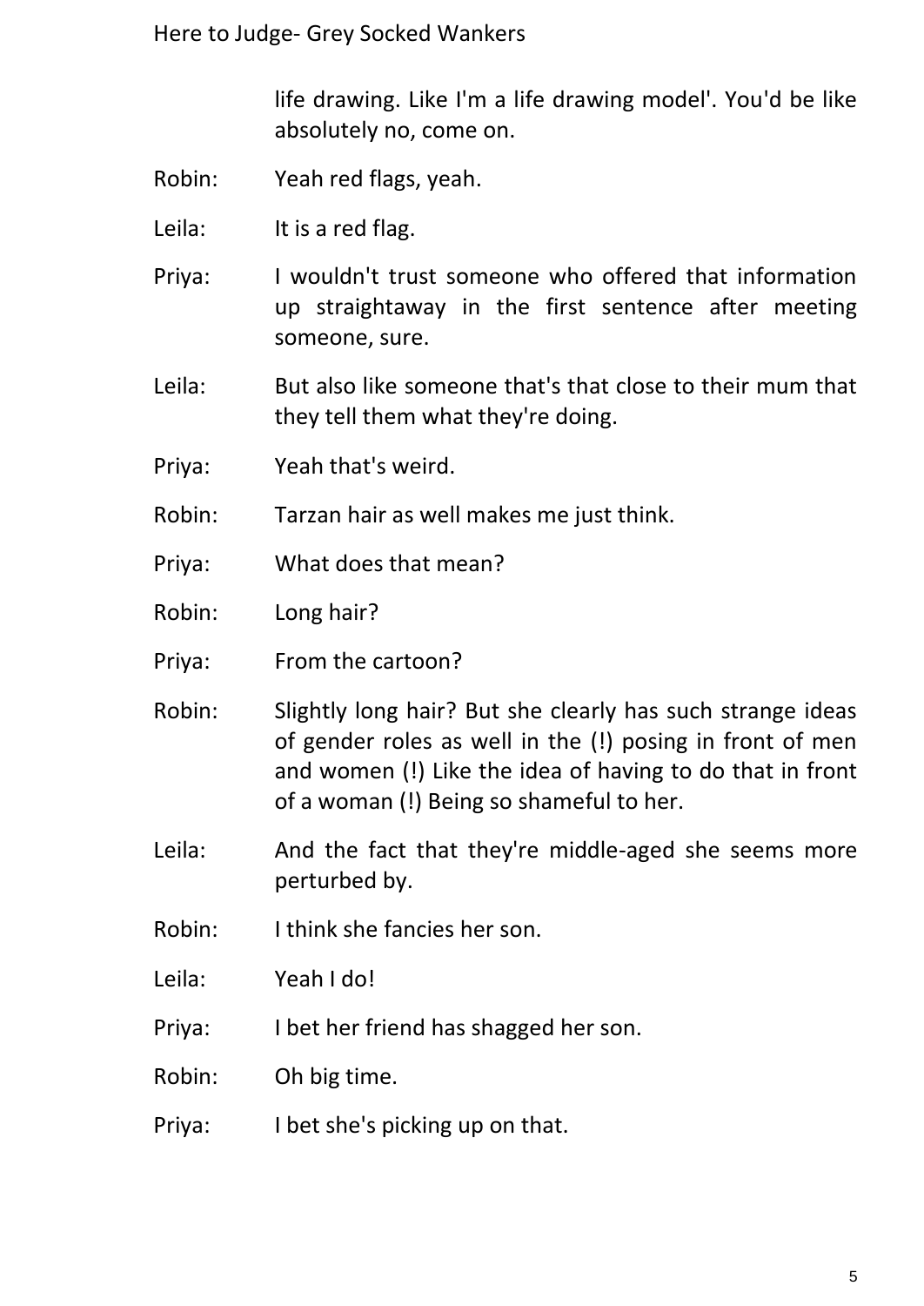life drawing. Like I'm a life drawing model'. You'd be like absolutely no, come on.

Robin: Yeah red flags, yeah.

Leila: It is a red flag.

Priya: I wouldn't trust someone who offered that information up straightaway in the first sentence after meeting someone, sure.

Leila: But also like someone that's that close to their mum that they tell them what they're doing.

Priya: Yeah that's weird.

Robin: Tarzan hair as well makes me just think.

Priya: What does that mean?

Robin: Long hair?

Priya: From the cartoon?

Robin: Slightly long hair? But she clearly has such strange ideas of gender roles as well in the (!) posing in front of men and women (!) Like the idea of having to do that in front of a woman (!) Being so shameful to her.

Leila: And the fact that they're middle-aged she seems more perturbed by.

Robin: I think she fancies her son.

Leila: Yeah I do!

Priya: I bet her friend has shagged her son.

Robin: Oh big time.

Priya: I bet she's picking up on that.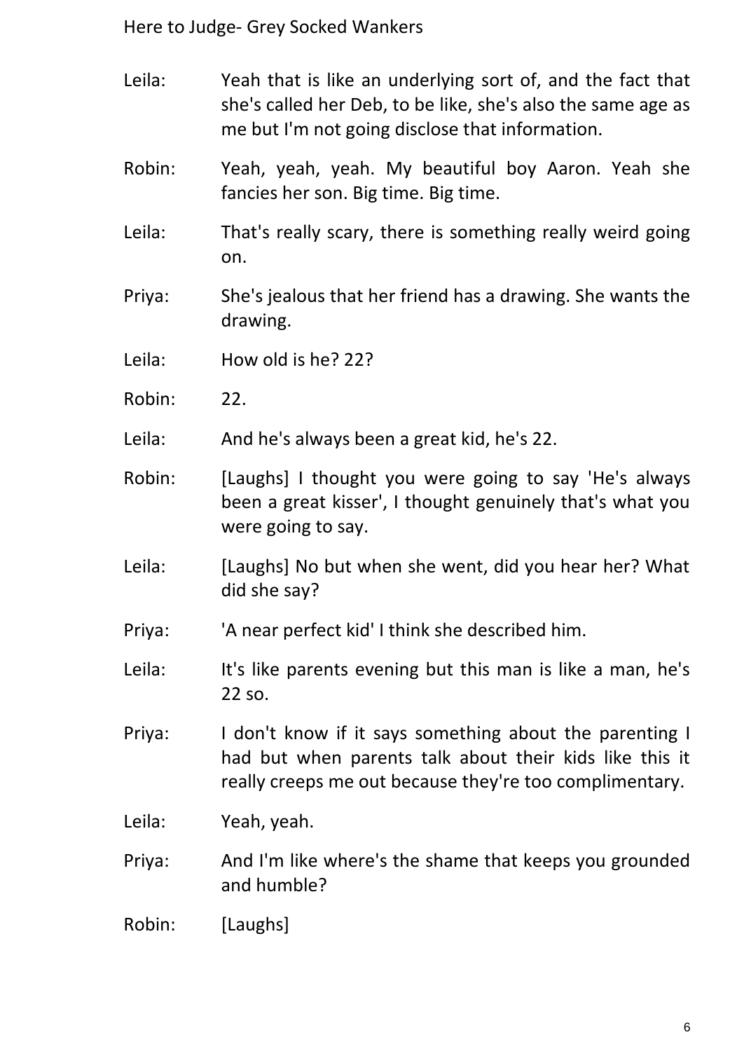Leila: Yeah that is like an underlying sort of, and the fact that she's called her Deb, to be like, she's also the same age as me but I'm not going disclose that information.

Robin: Yeah, yeah, yeah. My beautiful boy Aaron. Yeah she fancies her son. Big time. Big time.

Leila: That's really scary, there is something really weird going on.

Priya: She's jealous that her friend has a drawing. She wants the drawing.

Leila: How old is he? 22?

Robin: 22.

Leila: And he's always been a great kid, he's 22.

Robin: [Laughs] I thought you were going to say 'He's always been a great kisser', I thought genuinely that's what you were going to say.

Leila: [Laughs] No but when she went, did you hear her? What did she say?

Priya: 'A near perfect kid' I think she described him.

Leila: It's like parents evening but this man is like a man, he's 22 so.

Priya: I don't know if it says something about the parenting I had but when parents talk about their kids like this it really creeps me out because they're too complimentary.

Leila: Yeah, yeah.

Priya: And I'm like where's the shame that keeps you grounded and humble?

Robin: [Laughs]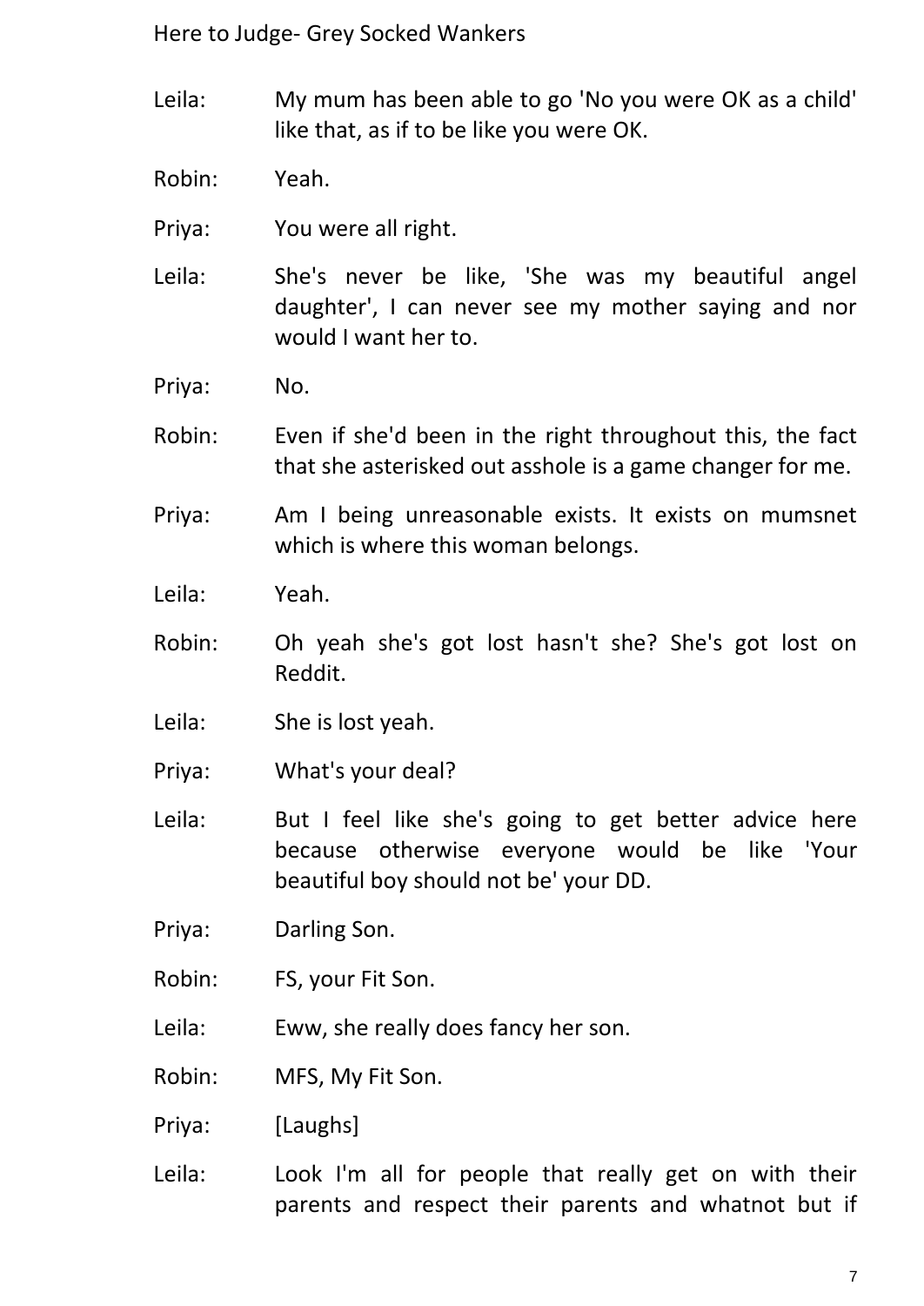Leila: My mum has been able to go 'No you were OK as a child' like that, as if to be like you were OK.

Robin: Yeah.

Priya: You were all right.

Leila: She's never be like, 'She was my beautiful angel daughter', I can never see my mother saying and nor would I want her to.

Priya: No.

Robin: Even if she'd been in the right throughout this, the fact that she asterisked out asshole is a game changer for me.

Priya: Am I being unreasonable exists. It exists on mumsnet which is where this woman belongs.

Leila: Yeah.

Robin: Oh yeah she's got lost hasn't she? She's got lost on Reddit.

Leila: She is lost yeah.

Priya: What's your deal?

Leila: But I feel like she's going to get better advice here because otherwise everyone would be like 'Your beautiful boy should not be' your DD.

Priya: Darling Son.

Robin: FS, your Fit Son.

Leila: Eww, she really does fancy her son.

Robin: MFS, My Fit Son.

Priya: [Laughs]

Leila: Look I'm all for people that really get on with their parents and respect their parents and whatnot but if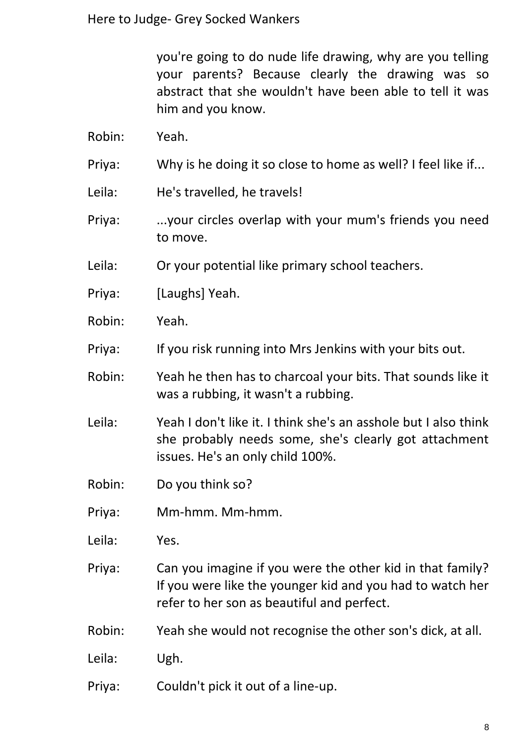you're going to do nude life drawing, why are you telling your parents? Because clearly the drawing was so abstract that she wouldn't have been able to tell it was him and you know.

Robin: Yeah.

Priya: Why is he doing it so close to home as well? I feel like if...

Leila: He's travelled, he travels!

Priya: ...your circles overlap with your mum's friends you need to move.

Leila: Or your potential like primary school teachers.

Priya: [Laughs] Yeah.

Robin: Yeah.

Priya: If you risk running into Mrs Jenkins with your bits out.

Robin: Yeah he then has to charcoal your bits. That sounds like it was a rubbing, it wasn't a rubbing.

Leila: Yeah I don't like it. I think she's an asshole but I also think she probably needs some, she's clearly got attachment issues. He's an only child 100%.

Robin: Do you think so?

Priya: Mm-hmm. Mm-hmm.

Leila: Yes.

Priya: Can you imagine if you were the other kid in that family? If you were like the younger kid and you had to watch her refer to her son as beautiful and perfect.

Robin: Yeah she would not recognise the other son's dick, at all.

Leila: Ugh.

Priya: Couldn't pick it out of a line-up.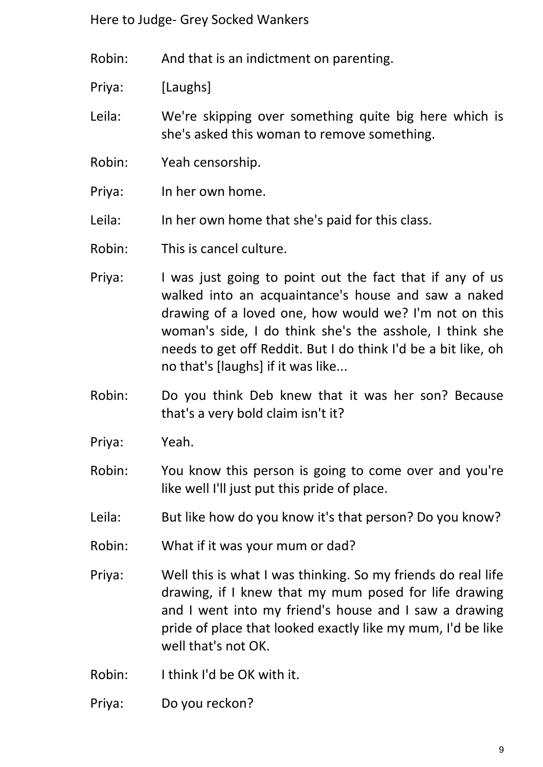Robin: And that is an indictment on parenting.

Priya: [Laughs]

Leila: We're skipping over something quite big here which is she's asked this woman to remove something.

Robin: Yeah censorship.

Priya: In her own home.

Leila: In her own home that she's paid for this class.

Robin: This is cancel culture.

Priya: I was just going to point out the fact that if any of us walked into an acquaintance's house and saw a naked drawing of a loved one, how would we? I'm not on this woman's side, I do think she's the asshole, I think she needs to get off Reddit. But I do think I'd be a bit like, oh no that's [laughs] if it was like...

Robin: Do you think Deb knew that it was her son? Because that's a very bold claim isn't it?

Priya: Yeah.

Robin: You know this person is going to come over and you're like well I'll just put this pride of place.

Leila: But like how do you know it's that person? Do you know?

Robin: What if it was your mum or dad?

Priya: Well this is what I was thinking. So my friends do real life drawing, if I knew that my mum posed for life drawing and I went into my friend's house and I saw a drawing pride of place that looked exactly like my mum, I'd be like well that's not OK.

Robin: I think I'd be OK with it.

Priya: Do you reckon?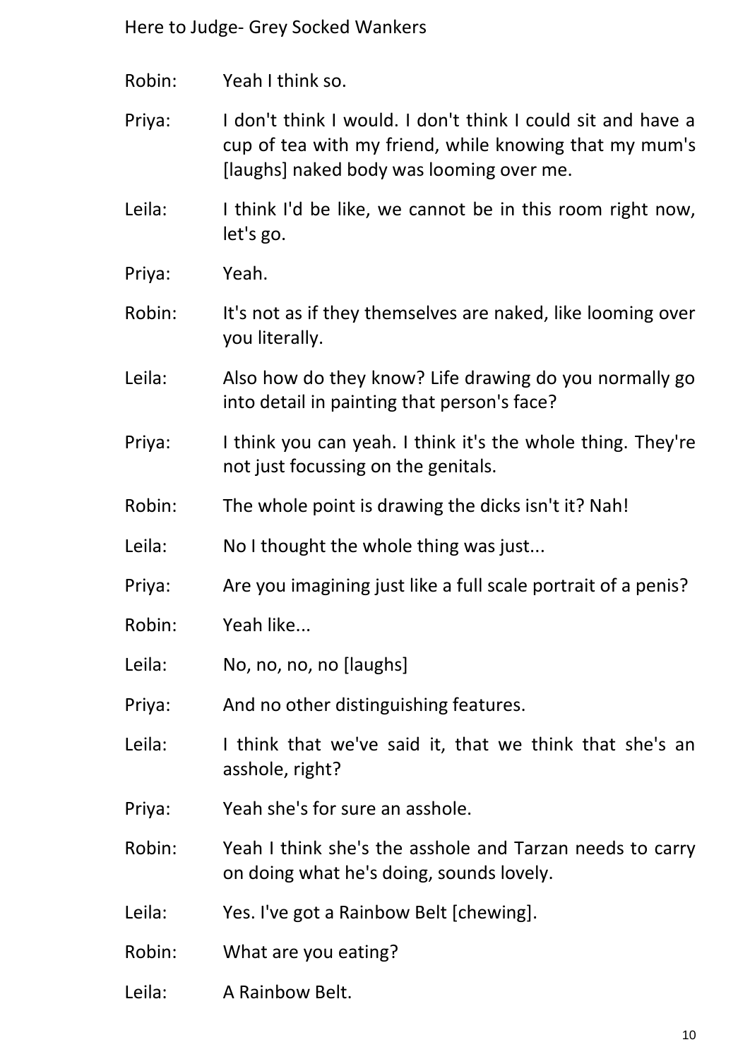Robin: Yeah I think so.

Priya: I don't think I would. I don't think I could sit and have a cup of tea with my friend, while knowing that my mum's [laughs] naked body was looming over me.

Leila: I think I'd be like, we cannot be in this room right now, let's go.

Priya: Yeah.

Robin: It's not as if they themselves are naked, like looming over you literally.

Leila: Also how do they know? Life drawing do you normally go into detail in painting that person's face?

Priya: I think you can yeah. I think it's the whole thing. They're not just focussing on the genitals.

Robin: The whole point is drawing the dicks isn't it? Nah!

Leila: No I thought the whole thing was just...

Priya: Are you imagining just like a full scale portrait of a penis?

Robin: Yeah like...

Leila: No, no, no, no [laughs]

Priya: And no other distinguishing features.

Leila: I think that we've said it, that we think that she's an asshole, right?

Priya: Yeah she's for sure an asshole.

Robin: Yeah I think she's the asshole and Tarzan needs to carry on doing what he's doing, sounds lovely.

Leila: Yes. I've got a Rainbow Belt [chewing].

Robin: What are you eating?

Leila: A Rainbow Belt.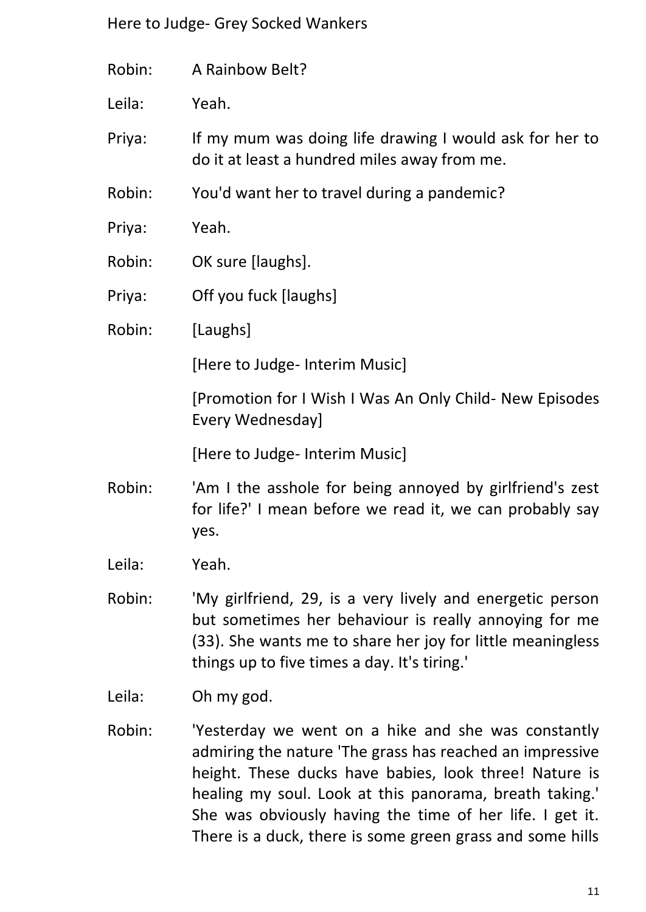Robin: A Rainbow Belt?

Leila: Yeah.

Priya: If my mum was doing life drawing I would ask for her to do it at least a hundred miles away from me.

Robin: You'd want her to travel during a pandemic?

Priya: Yeah.

Robin: OK sure [laughs].

Priya: Off you fuck [laughs]

Robin: [Laughs]

[Here to Judge- Interim Music]

[Promotion for I Wish I Was An Only Child- New Episodes Every Wednesday]

[Here to Judge- Interim Music]

Robin: 'Am I the asshole for being annoyed by girlfriend's zest for life?' I mean before we read it, we can probably say yes.

Leila: Yeah.

Robin: 'My girlfriend, 29, is a very lively and energetic person but sometimes her behaviour is really annoying for me (33). She wants me to share her joy for little meaningless things up to five times a day. It's tiring.'

Leila: Oh my god.

Robin: 'Yesterday we went on a hike and she was constantly admiring the nature 'The grass has reached an impressive height. These ducks have babies, look three! Nature is healing my soul. Look at this panorama, breath taking.' She was obviously having the time of her life. I get it. There is a duck, there is some green grass and some hills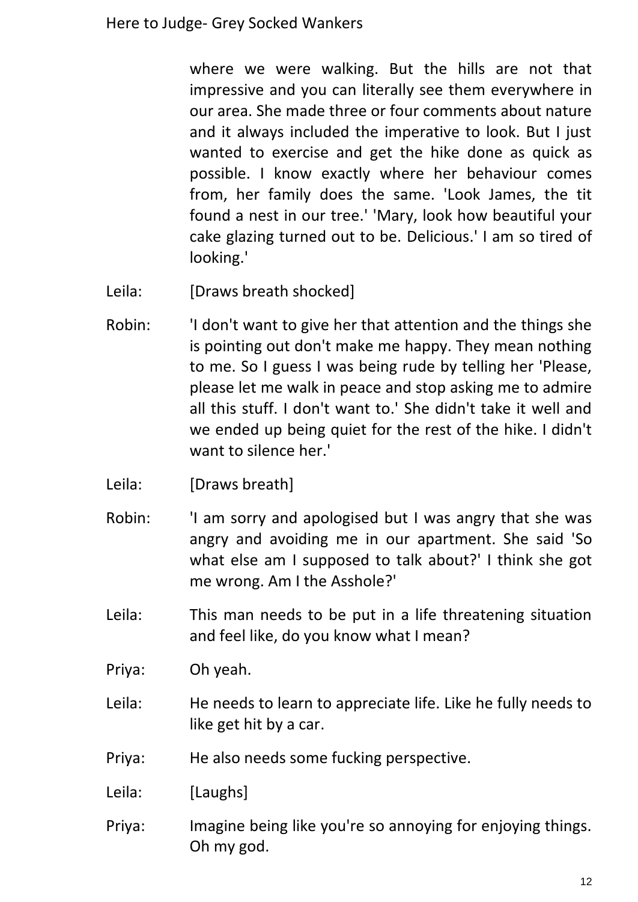where we were walking. But the hills are not that impressive and you can literally see them everywhere in our area. She made three or four comments about nature and it always included the imperative to look. But I just wanted to exercise and get the hike done as quick as possible. I know exactly where her behaviour comes from, her family does the same. 'Look James, the tit found a nest in our tree.' 'Mary, look how beautiful your cake glazing turned out to be. Delicious.' I am so tired of looking.'

Leila: [Draws breath shocked]

Robin: 'I don't want to give her that attention and the things she is pointing out don't make me happy. They mean nothing to me. So I guess I was being rude by telling her 'Please, please let me walk in peace and stop asking me to admire all this stuff. I don't want to.' She didn't take it well and we ended up being quiet for the rest of the hike. I didn't want to silence her.'

Leila: [Draws breath]

Robin: 'I am sorry and apologised but I was angry that she was angry and avoiding me in our apartment. She said 'So what else am I supposed to talk about?' I think she got me wrong. Am I the Asshole?'

Leila: This man needs to be put in a life threatening situation and feel like, do you know what I mean?

Priya: Oh yeah.

Leila: He needs to learn to appreciate life. Like he fully needs to like get hit by a car.

Priya: He also needs some fucking perspective.

Leila: [Laughs]

Priya: Imagine being like you're so annoying for enjoying things. Oh my god.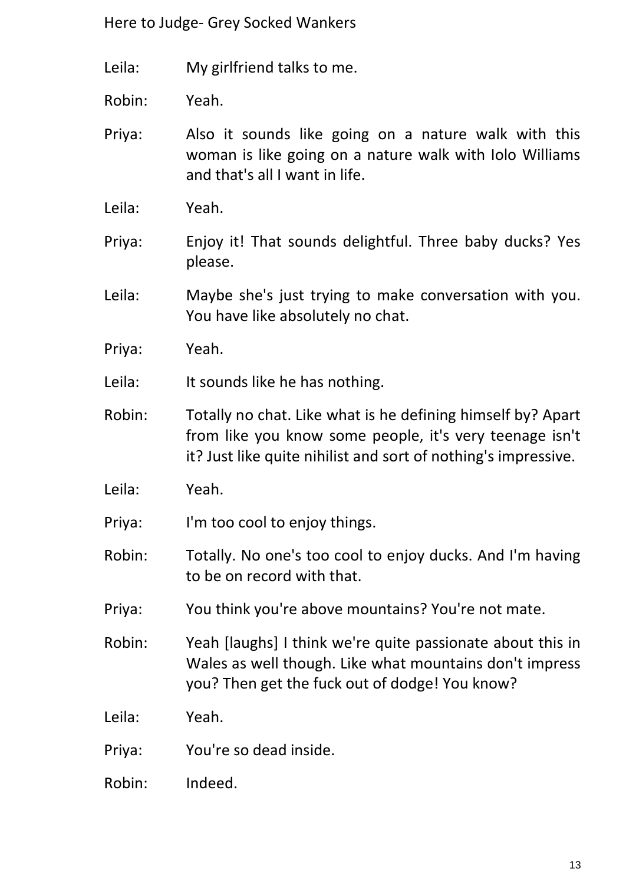Leila: My girlfriend talks to me.

Robin: Yeah.

Priya: Also it sounds like going on a nature walk with this woman is like going on a nature walk with Iolo Williams and that's all I want in life.

Leila: Yeah.

Priya: Enjoy it! That sounds delightful. Three baby ducks? Yes please.

Leila: Maybe she's just trying to make conversation with you. You have like absolutely no chat.

Priya: Yeah.

Leila: It sounds like he has nothing.

Robin: Totally no chat. Like what is he defining himself by? Apart from like you know some people, it's very teenage isn't it? Just like quite nihilist and sort of nothing's impressive.

Leila: Yeah.

Priya: I'm too cool to enjoy things.

Robin: Totally. No one's too cool to enjoy ducks. And I'm having to be on record with that.

Priya: You think you're above mountains? You're not mate.

Robin: Yeah [laughs] I think we're quite passionate about this in Wales as well though. Like what mountains don't impress you? Then get the fuck out of dodge! You know?

Leila: Yeah.

Priya: You're so dead inside.

Robin: Indeed.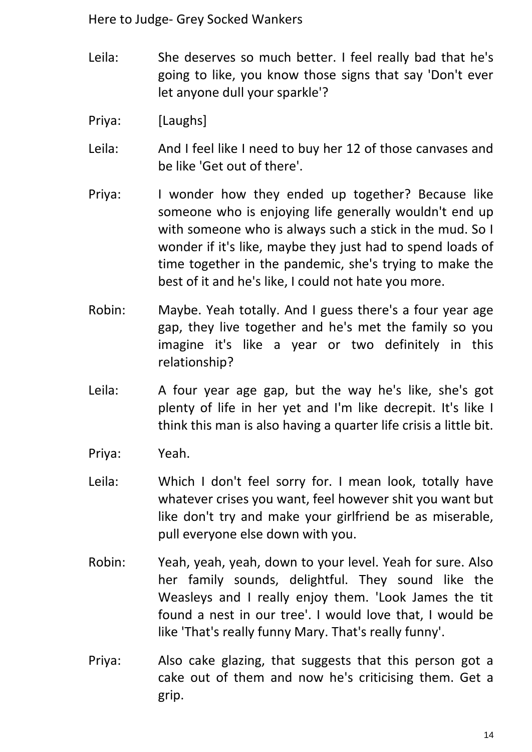Leila: She deserves so much better. I feel really bad that he's going to like, you know those signs that say 'Don't ever let anyone dull your sparkle'?

Priya: [Laughs]

Leila: And I feel like I need to buy her 12 of those canvases and be like 'Get out of there'.

Priya: I wonder how they ended up together? Because like someone who is enjoying life generally wouldn't end up with someone who is always such a stick in the mud. So I wonder if it's like, maybe they just had to spend loads of time together in the pandemic, she's trying to make the best of it and he's like, I could not hate you more.

Robin: Maybe. Yeah totally. And I guess there's a four year age gap, they live together and he's met the family so you imagine it's like a year or two definitely in this relationship?

Leila: A four year age gap, but the way he's like, she's got plenty of life in her yet and I'm like decrepit. It's like I think this man is also having a quarter life crisis a little bit.

Priya: Yeah.

Leila: Which I don't feel sorry for. I mean look, totally have whatever crises you want, feel however shit you want but like don't try and make your girlfriend be as miserable, pull everyone else down with you.

Robin: Yeah, yeah, yeah, down to your level. Yeah for sure. Also her family sounds, delightful. They sound like the Weasleys and I really enjoy them. 'Look James the tit found a nest in our tree'. I would love that, I would be like 'That's really funny Mary. That's really funny'.

Priya: Also cake glazing, that suggests that this person got a cake out of them and now he's criticising them. Get a grip.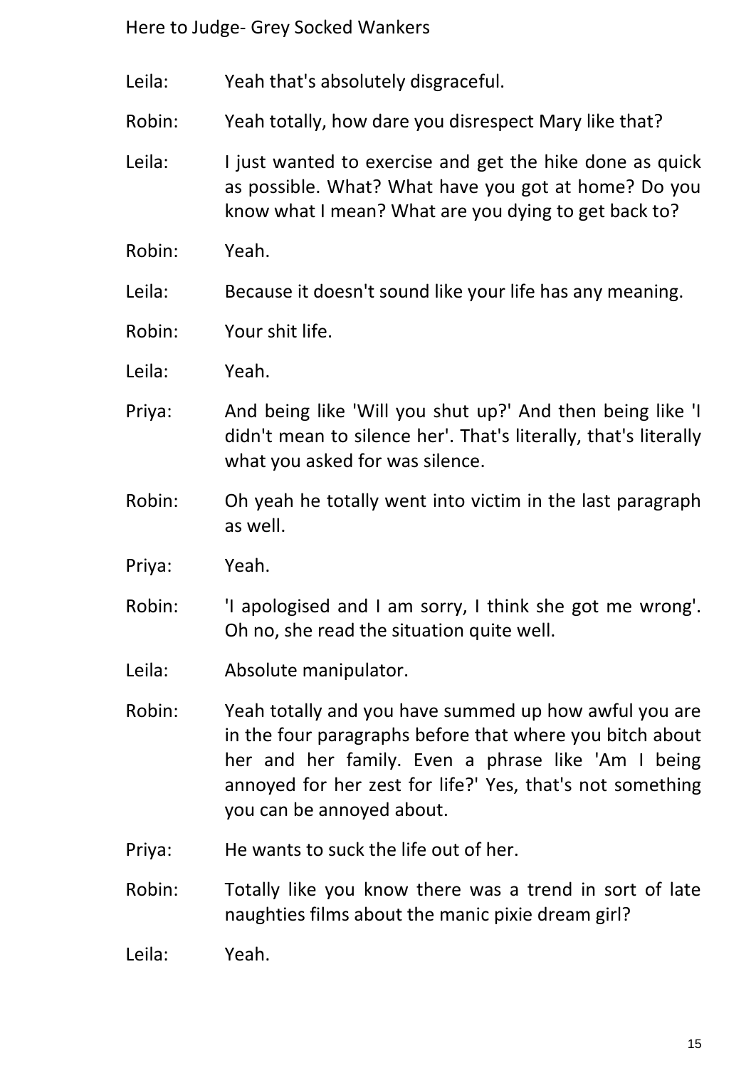Leila: Yeah that's absolutely disgraceful.

Robin: Yeah totally, how dare you disrespect Mary like that?

Leila: I just wanted to exercise and get the hike done as quick as possible. What? What have you got at home? Do you know what I mean? What are you dying to get back to?

Robin: Yeah.

Leila: Because it doesn't sound like your life has any meaning.

Robin: Your shit life.

Leila: Yeah.

Priya: And being like 'Will you shut up?' And then being like 'I didn't mean to silence her'. That's literally, that's literally what you asked for was silence.

Robin: Oh yeah he totally went into victim in the last paragraph as well.

Priya: Yeah.

Robin: 'I apologised and I am sorry, I think she got me wrong'. Oh no, she read the situation quite well.

Leila: Absolute manipulator.

Robin: Yeah totally and you have summed up how awful you are in the four paragraphs before that where you bitch about her and her family. Even a phrase like 'Am I being annoyed for her zest for life?' Yes, that's not something you can be annoyed about.

Priya: He wants to suck the life out of her.

Robin: Totally like you know there was a trend in sort of late naughties films about the manic pixie dream girl?

Leila: Yeah.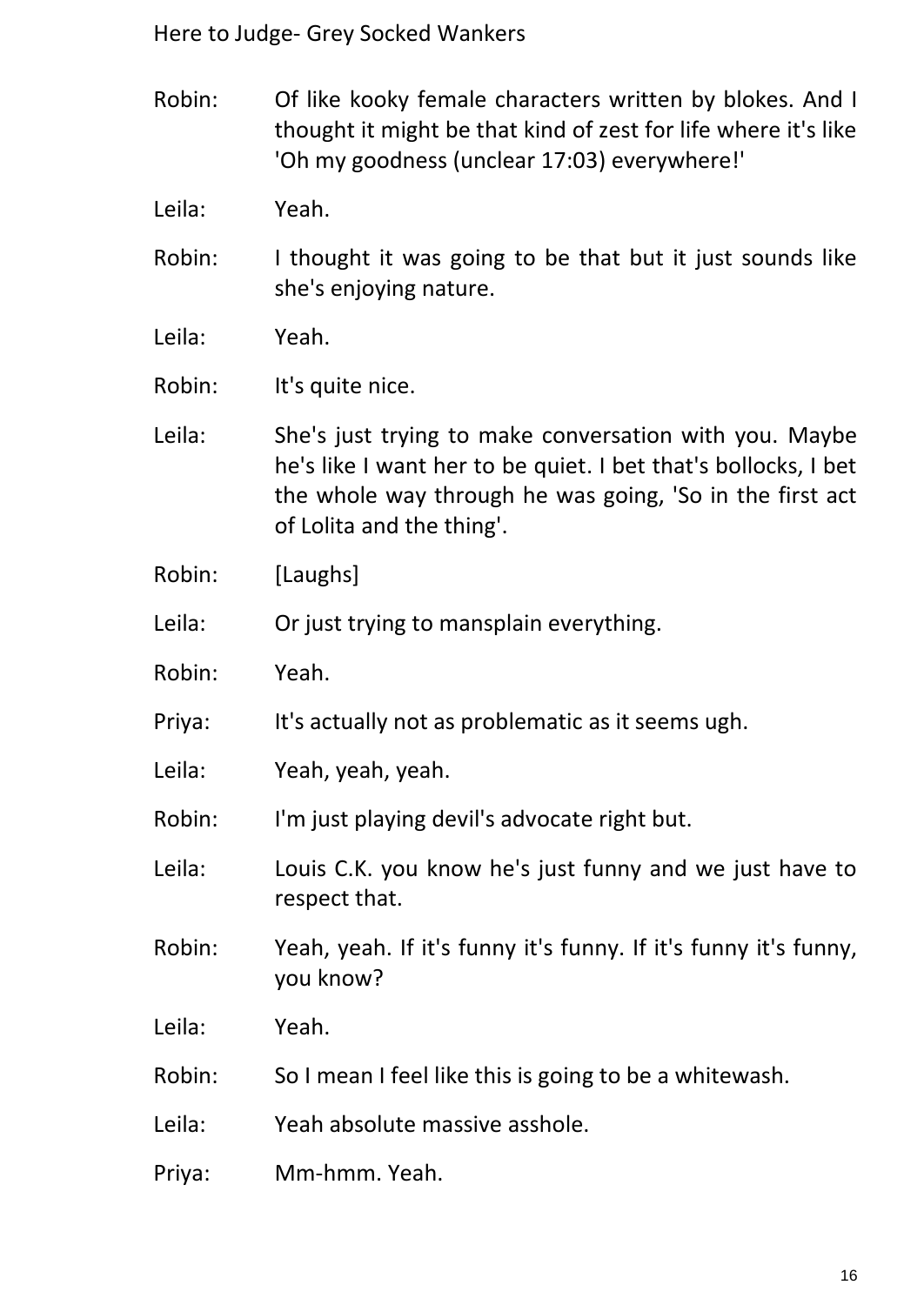Robin: Of like kooky female characters written by blokes. And I thought it might be that kind of zest for life where it's like 'Oh my goodness (unclear 17:03) everywhere!'

Leila: Yeah.

Robin: I thought it was going to be that but it just sounds like she's enjoying nature.

Leila: Yeah.

Robin: It's quite nice.

Leila: She's just trying to make conversation with you. Maybe he's like I want her to be quiet. I bet that's bollocks, I bet the whole way through he was going, 'So in the first act of Lolita and the thing'.

Robin: [Laughs]

Leila: Or just trying to mansplain everything.

Robin: Yeah.

Priya: It's actually not as problematic as it seems ugh.

Leila: Yeah, yeah, yeah.

Robin: I'm just playing devil's advocate right but.

Leila: Louis C.K. you know he's just funny and we just have to respect that.

Robin: Yeah, yeah. If it's funny it's funny. If it's funny it's funny, you know?

Leila: Yeah.

Robin: So I mean I feel like this is going to be a whitewash.

Leila: Yeah absolute massive asshole.

Priya: Mm-hmm. Yeah.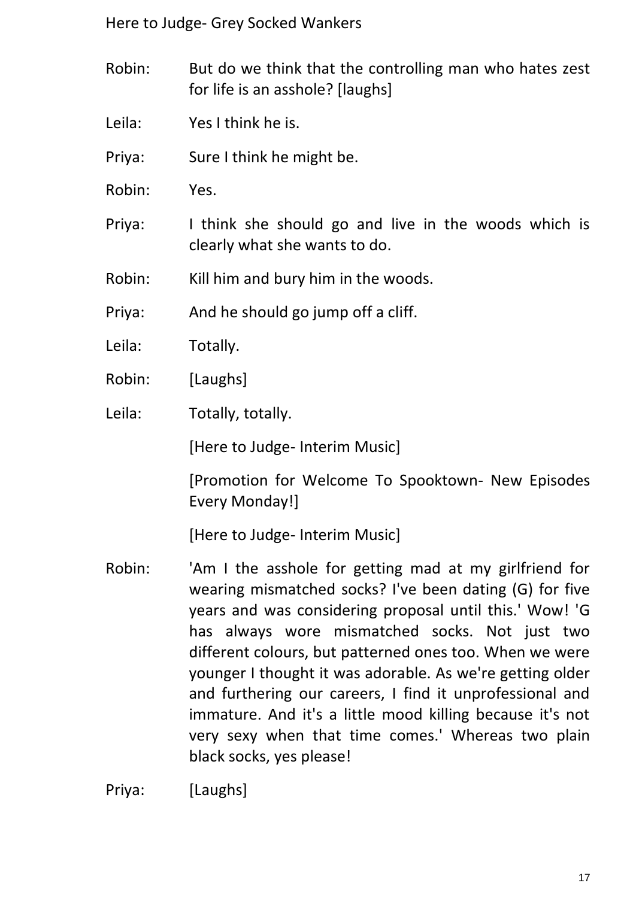Robin: But do we think that the controlling man who hates zest for life is an asshole? [laughs]

Leila: Yes I think he is.

Priya: Sure I think he might be.

Robin: Yes.

Priya: I think she should go and live in the woods which is clearly what she wants to do.

Robin: Kill him and bury him in the woods.

Priya: And he should go jump off a cliff.

Leila: Totally.

Robin: [Laughs]

Leila: Totally, totally.

[Here to Judge- Interim Music]

[Promotion for Welcome To Spooktown- New Episodes Every Monday!]

[Here to Judge- Interim Music]

Robin: 'Am I the asshole for getting mad at my girlfriend for wearing mismatched socks? I've been dating (G) for five years and was considering proposal until this.' Wow! 'G has always wore mismatched socks. Not just two different colours, but patterned ones too. When we were younger I thought it was adorable. As we're getting older and furthering our careers, I find it unprofessional and immature. And it's a little mood killing because it's not very sexy when that time comes.' Whereas two plain black socks, yes please!

Priya: [Laughs]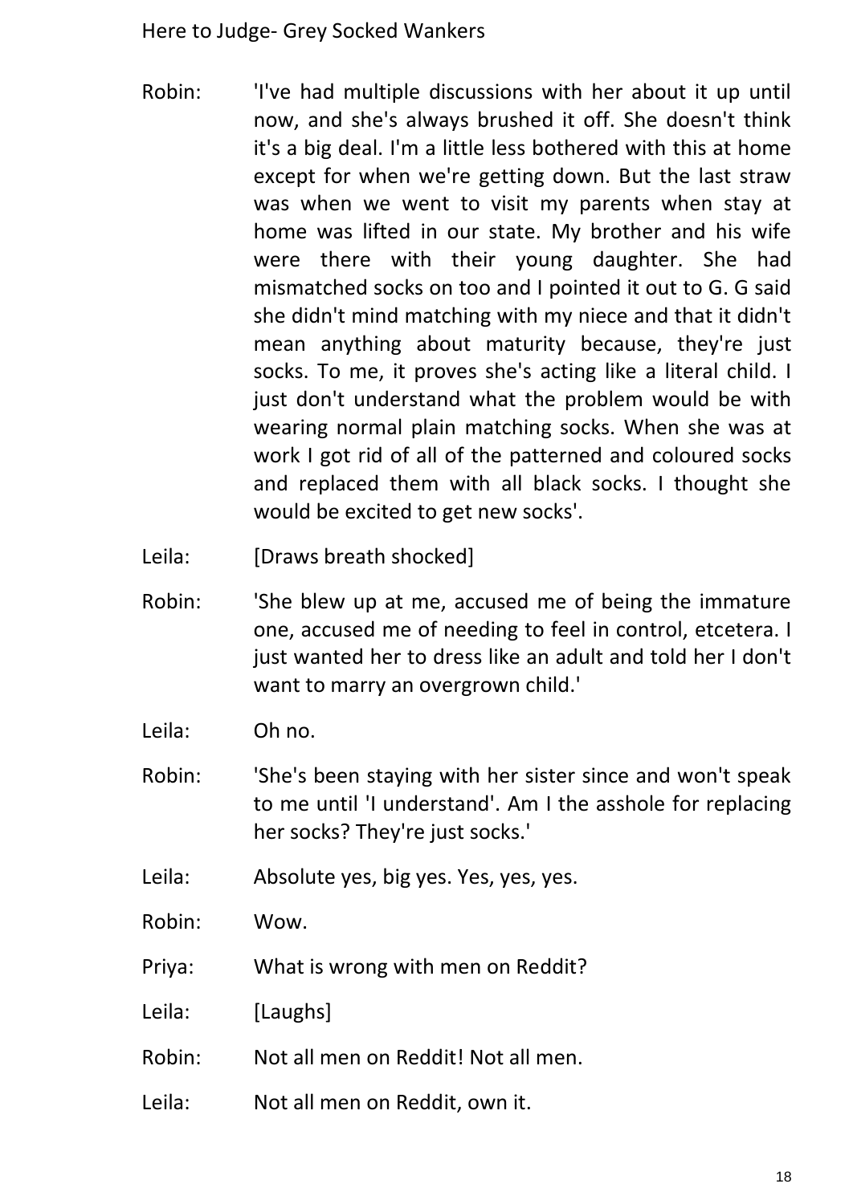Robin: 'I've had multiple discussions with her about it up until now, and she's always brushed it off. She doesn't think it's a big deal. I'm a little less bothered with this at home except for when we're getting down. But the last straw was when we went to visit my parents when stay at home was lifted in our state. My brother and his wife were there with their young daughter. She had mismatched socks on too and I pointed it out to G. G said she didn't mind matching with my niece and that it didn't mean anything about maturity because, they're just socks. To me, it proves she's acting like a literal child. I just don't understand what the problem would be with wearing normal plain matching socks. When she was at work I got rid of all of the patterned and coloured socks and replaced them with all black socks. I thought she would be excited to get new socks'.

Leila: [Draws breath shocked]

Robin: 'She blew up at me, accused me of being the immature one, accused me of needing to feel in control, etcetera. I just wanted her to dress like an adult and told her I don't want to marry an overgrown child.'

Leila: Oh no.

Robin: 'She's been staying with her sister since and won't speak to me until 'I understand'. Am I the asshole for replacing her socks? They're just socks.'

Leila: Absolute yes, big yes. Yes, yes, yes.

Robin: Wow.

Priya: What is wrong with men on Reddit?

Leila: [Laughs]

Robin: Not all men on Reddit! Not all men.

Leila: Not all men on Reddit, own it.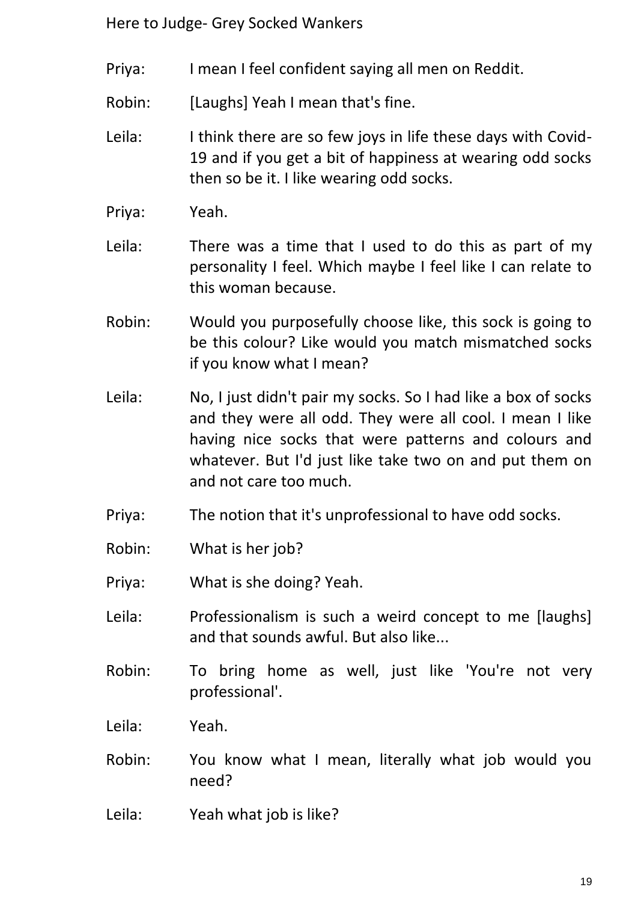Priya: I mean I feel confident saying all men on Reddit.

Robin: [Laughs] Yeah I mean that's fine.

Leila: I think there are so few joys in life these days with Covid-19 and if you get a bit of happiness at wearing odd socks then so be it. I like wearing odd socks.

Priya: Yeah.

Leila: There was a time that I used to do this as part of my personality I feel. Which maybe I feel like I can relate to this woman because.

Robin: Would you purposefully choose like, this sock is going to be this colour? Like would you match mismatched socks if you know what I mean?

Leila: No, I just didn't pair my socks. So I had like a box of socks and they were all odd. They were all cool. I mean I like having nice socks that were patterns and colours and whatever. But I'd just like take two on and put them on and not care too much.

Priya: The notion that it's unprofessional to have odd socks.

Robin: What is her job?

Priya: What is she doing? Yeah.

Leila: Professionalism is such a weird concept to me [laughs] and that sounds awful. But also like...

Robin: To bring home as well, just like 'You're not very professional'.

Leila: Yeah.

Robin: You know what I mean, literally what job would you need?

Leila: Yeah what job is like?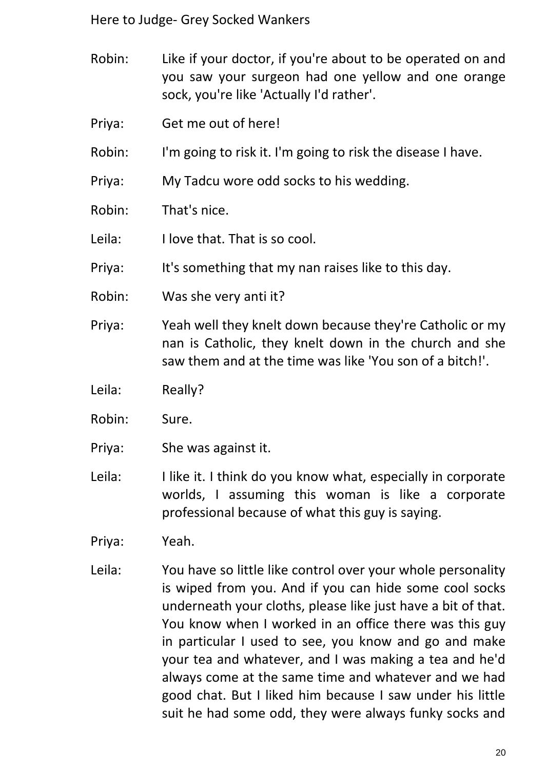Robin: Like if your doctor, if you're about to be operated on and you saw your surgeon had one yellow and one orange sock, you're like 'Actually I'd rather'.

Priya: Get me out of here!

Robin: I'm going to risk it. I'm going to risk the disease I have.

Priya: My Tadcu wore odd socks to his wedding.

Robin: That's nice.

Leila: I love that. That is so cool.

Priya: It's something that my nan raises like to this day.

Robin: Was she very anti it?

Priya: Yeah well they knelt down because they're Catholic or my nan is Catholic, they knelt down in the church and she saw them and at the time was like 'You son of a bitch!'.

Leila: Really?

Robin: Sure.

Priya: She was against it.

Leila: I like it. I think do you know what, especially in corporate worlds, I assuming this woman is like a corporate professional because of what this guy is saying.

Priya: Yeah.

Leila: You have so little like control over your whole personality is wiped from you. And if you can hide some cool socks underneath your cloths, please like just have a bit of that. You know when I worked in an office there was this guy in particular I used to see, you know and go and make your tea and whatever, and I was making a tea and he'd always come at the same time and whatever and we had good chat. But I liked him because I saw under his little suit he had some odd, they were always funky socks and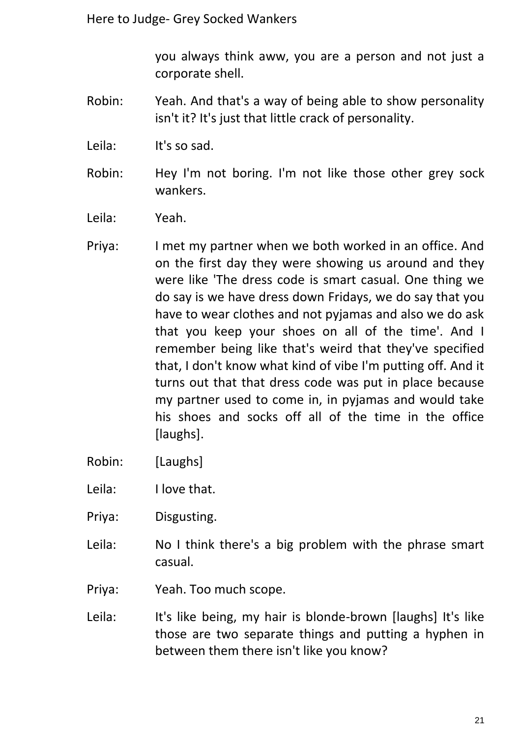you always think aww, you are a person and not just a corporate shell.

Robin: Yeah. And that's a way of being able to show personality isn't it? It's just that little crack of personality.

Leila: It's so sad.

Robin: Hey I'm not boring. I'm not like those other grey sock wankers.

Leila: Yeah.

Priya: I met my partner when we both worked in an office. And on the first day they were showing us around and they were like 'The dress code is smart casual. One thing we do say is we have dress down Fridays, we do say that you have to wear clothes and not pyjamas and also we do ask that you keep your shoes on all of the time'. And I remember being like that's weird that they've specified that, I don't know what kind of vibe I'm putting off. And it turns out that that dress code was put in place because my partner used to come in, in pyjamas and would take his shoes and socks off all of the time in the office [laughs].

Robin: [Laughs]

Leila: I love that.

Priya: Disgusting.

Leila: No I think there's a big problem with the phrase smart casual.

Priya: Yeah. Too much scope.

Leila: It's like being, my hair is blonde-brown [laughs] It's like those are two separate things and putting a hyphen in between them there isn't like you know?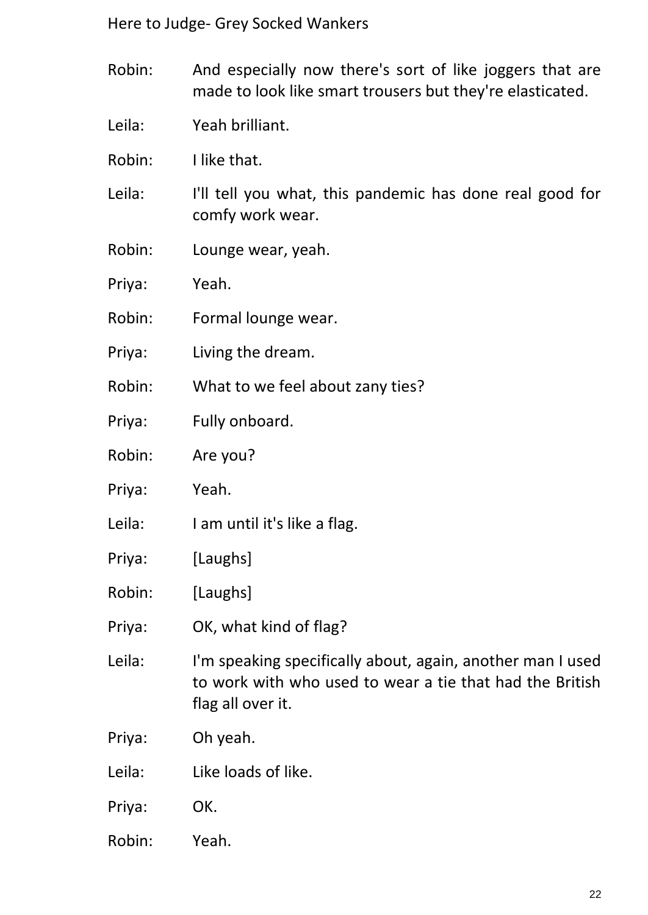Robin: And especially now there's sort of like joggers that are made to look like smart trousers but they're elasticated.

Leila: Yeah brilliant.

Robin: I like that.

Leila: I'll tell you what, this pandemic has done real good for comfy work wear.

Robin: Lounge wear, yeah.

Priya: Yeah.

Robin: Formal lounge wear.

Priya: Living the dream.

Robin: What to we feel about zany ties?

Priya: Fully onboard.

Robin: Are you?

Priya: Yeah.

Leila: I am until it's like a flag.

Priya: [Laughs]

Robin: [Laughs]

Priya: OK, what kind of flag?

Leila: I'm speaking specifically about, again, another man I used to work with who used to wear a tie that had the British flag all over it.

Priya: Oh yeah.

Leila: Like loads of like.

Priya: OK.

Robin: Yeah.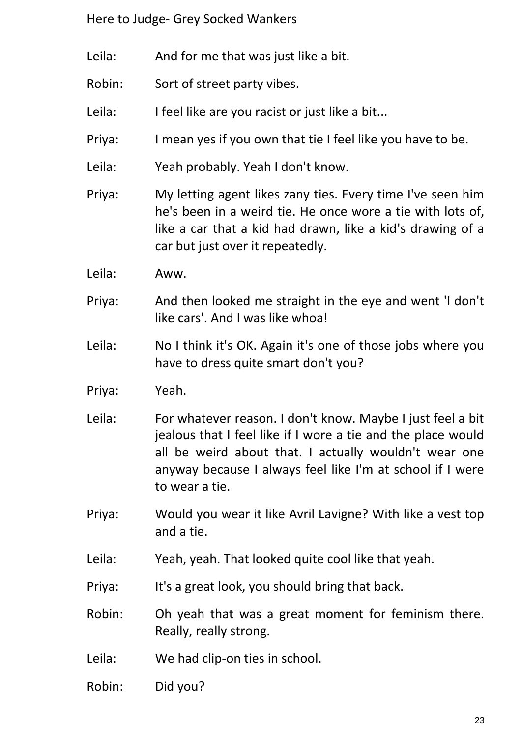Leila: And for me that was just like a bit.

Robin: Sort of street party vibes.

Leila: I feel like are you racist or just like a bit...

Priya: I mean yes if you own that tie I feel like you have to be.

Leila: Yeah probably. Yeah I don't know.

Priya: My letting agent likes zany ties. Every time I've seen him he's been in a weird tie. He once wore a tie with lots of, like a car that a kid had drawn, like a kid's drawing of a car but just over it repeatedly.

Leila: Aww.

Priya: And then looked me straight in the eye and went 'I don't like cars'. And I was like whoa!

Leila: No I think it's OK. Again it's one of those jobs where you have to dress quite smart don't you?

Priya: Yeah.

Leila: For whatever reason. I don't know. Maybe I just feel a bit jealous that I feel like if I wore a tie and the place would all be weird about that. I actually wouldn't wear one anyway because I always feel like I'm at school if I were to wear a tie.

Priya: Would you wear it like Avril Lavigne? With like a vest top and a tie.

Leila: Yeah, yeah. That looked quite cool like that yeah.

Priya: It's a great look, you should bring that back.

Robin: Oh yeah that was a great moment for feminism there. Really, really strong.

Leila: We had clip-on ties in school.

Robin: Did you?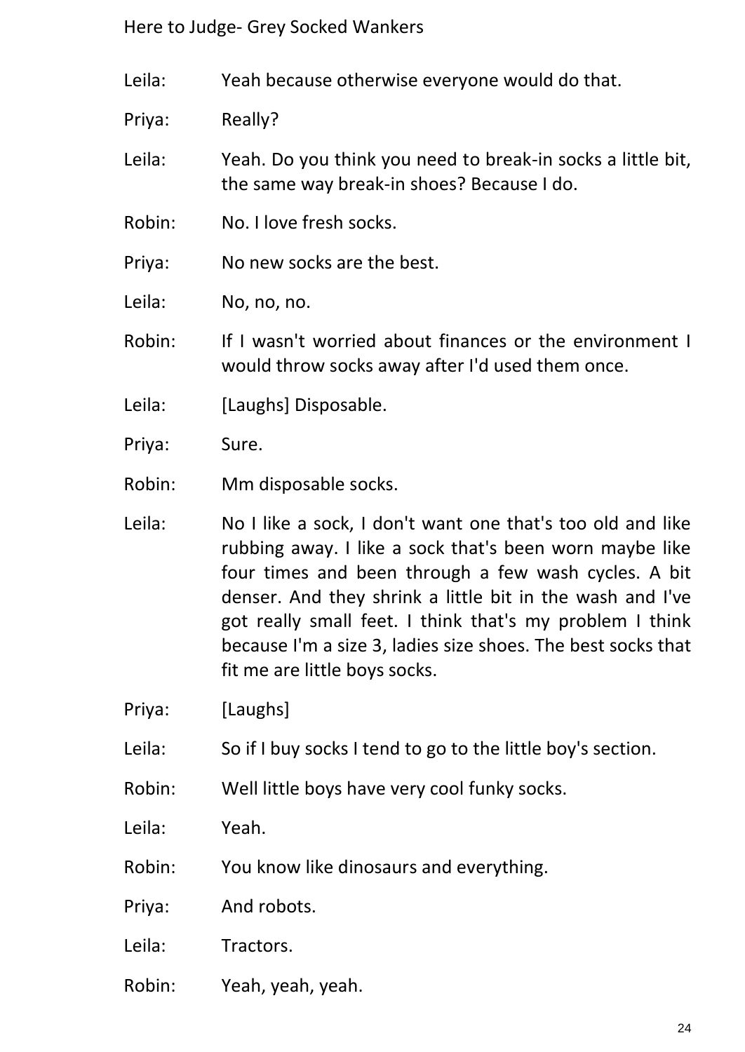Leila: Yeah because otherwise everyone would do that.

Priya: Really?

Leila: Yeah. Do you think you need to break-in socks a little bit, the same way break-in shoes? Because I do.

Robin: No. I love fresh socks.

Priya: No new socks are the best.

Leila: No, no, no.

Robin: If I wasn't worried about finances or the environment I would throw socks away after I'd used them once.

Leila: [Laughs] Disposable.

Priya: Sure.

Robin: Mm disposable socks.

Leila: No I like a sock, I don't want one that's too old and like rubbing away. I like a sock that's been worn maybe like four times and been through a few wash cycles. A bit denser. And they shrink a little bit in the wash and I've got really small feet. I think that's my problem I think because I'm a size 3, ladies size shoes. The best socks that fit me are little boys socks.

Priya: [Laughs]

Leila: So if I buy socks I tend to go to the little boy's section.

Robin: Well little boys have very cool funky socks.

Leila: Yeah.

Robin: You know like dinosaurs and everything.

Priya: And robots.

Leila: Tractors.

Robin: Yeah, yeah, yeah.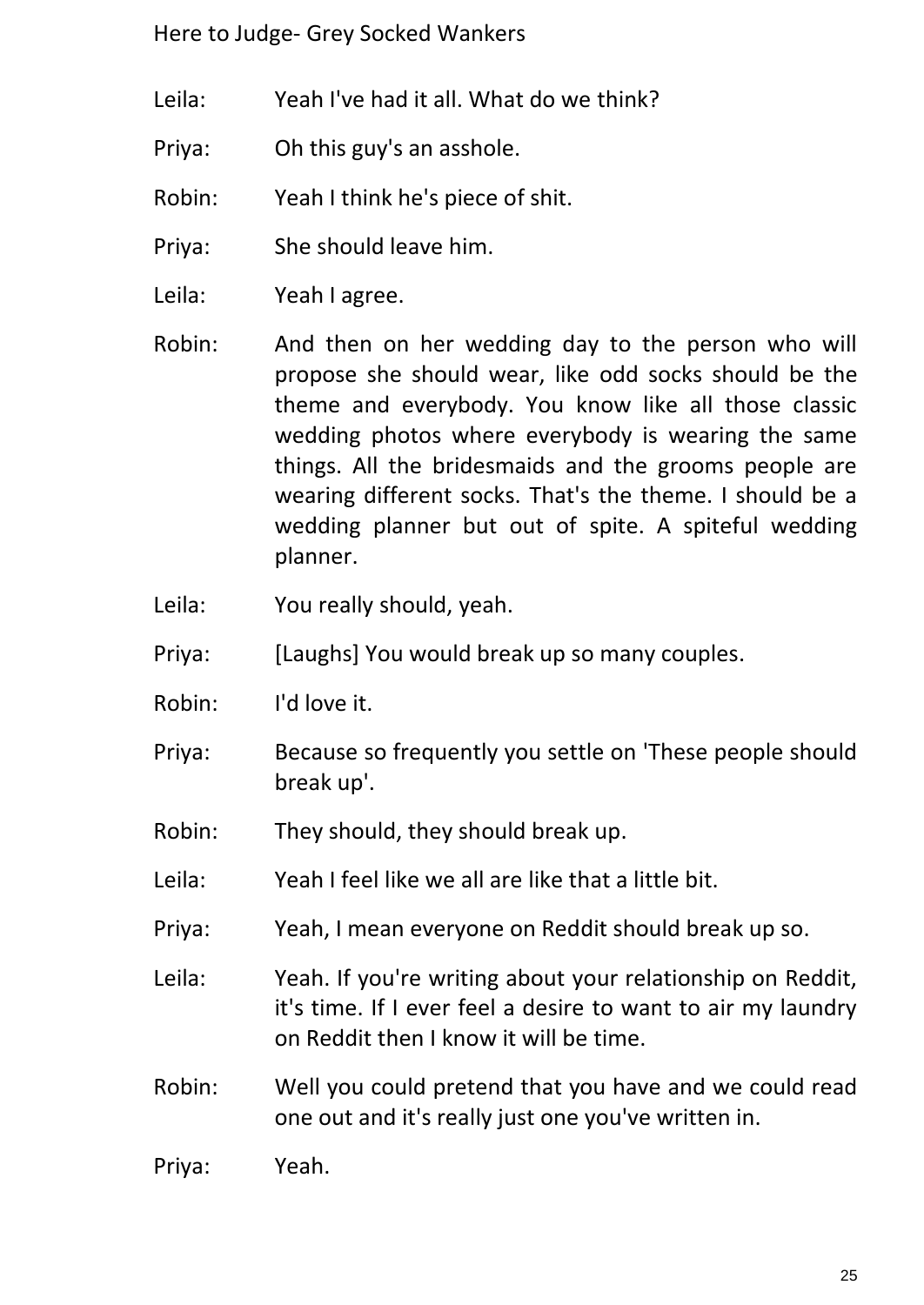Leila: Yeah I've had it all. What do we think?

Priya: Oh this guy's an asshole.

Robin: Yeah I think he's piece of shit.

Priya: She should leave him.

Leila: Yeah I agree.

Robin: And then on her wedding day to the person who will propose she should wear, like odd socks should be the theme and everybody. You know like all those classic wedding photos where everybody is wearing the same things. All the bridesmaids and the grooms people are wearing different socks. That's the theme. I should be a wedding planner but out of spite. A spiteful wedding planner.

Leila: You really should, yeah.

Priya: [Laughs] You would break up so many couples.

Robin: I'd love it.

Priya: Because so frequently you settle on 'These people should break up'.

Robin: They should, they should break up.

Leila: Yeah I feel like we all are like that a little bit.

Priya: Yeah, I mean everyone on Reddit should break up so.

Leila: Yeah. If you're writing about your relationship on Reddit, it's time. If I ever feel a desire to want to air my laundry on Reddit then I know it will be time.

Robin: Well you could pretend that you have and we could read one out and it's really just one you've written in.

Priya: Yeah.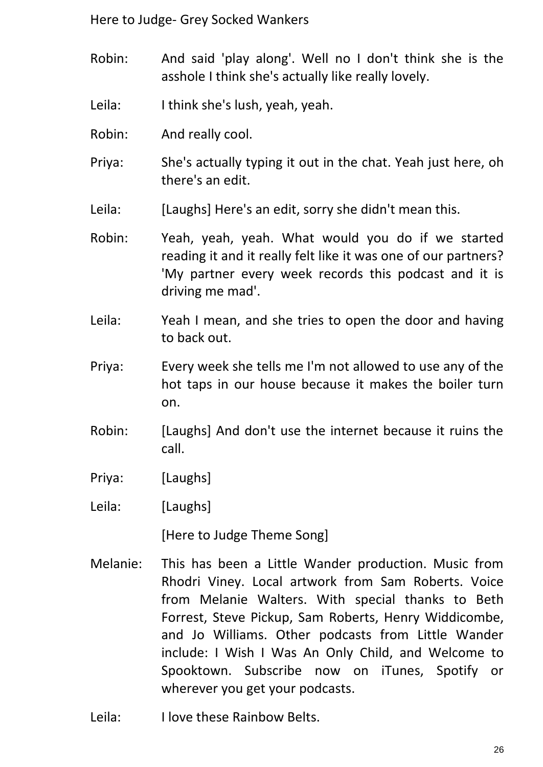Robin: And said 'play along'. Well no I don't think she is the asshole I think she's actually like really lovely.

Leila: I think she's lush, yeah, yeah.

Robin: And really cool.

Priya: She's actually typing it out in the chat. Yeah just here, oh there's an edit.

Leila: [Laughs] Here's an edit, sorry she didn't mean this.

Robin: Yeah, yeah, yeah. What would you do if we started reading it and it really felt like it was one of our partners? 'My partner every week records this podcast and it is driving me mad'.

Leila: Yeah I mean, and she tries to open the door and having to back out.

Priya: Every week she tells me I'm not allowed to use any of the hot taps in our house because it makes the boiler turn on.

Robin: [Laughs] And don't use the internet because it ruins the call.

Priya: [Laughs]

Leila: [Laughs]

[Here to Judge Theme Song]

Melanie: This has been a Little Wander production. Music from Rhodri Viney. Local artwork from Sam Roberts. Voice from Melanie Walters. With special thanks to Beth Forrest, Steve Pickup, Sam Roberts, Henry Widdicombe, and Jo Williams. Other podcasts from Little Wander include: I Wish I Was An Only Child, and Welcome to Spooktown. Subscribe now on iTunes, Spotify or wherever you get your podcasts.

Leila: I love these Rainbow Belts.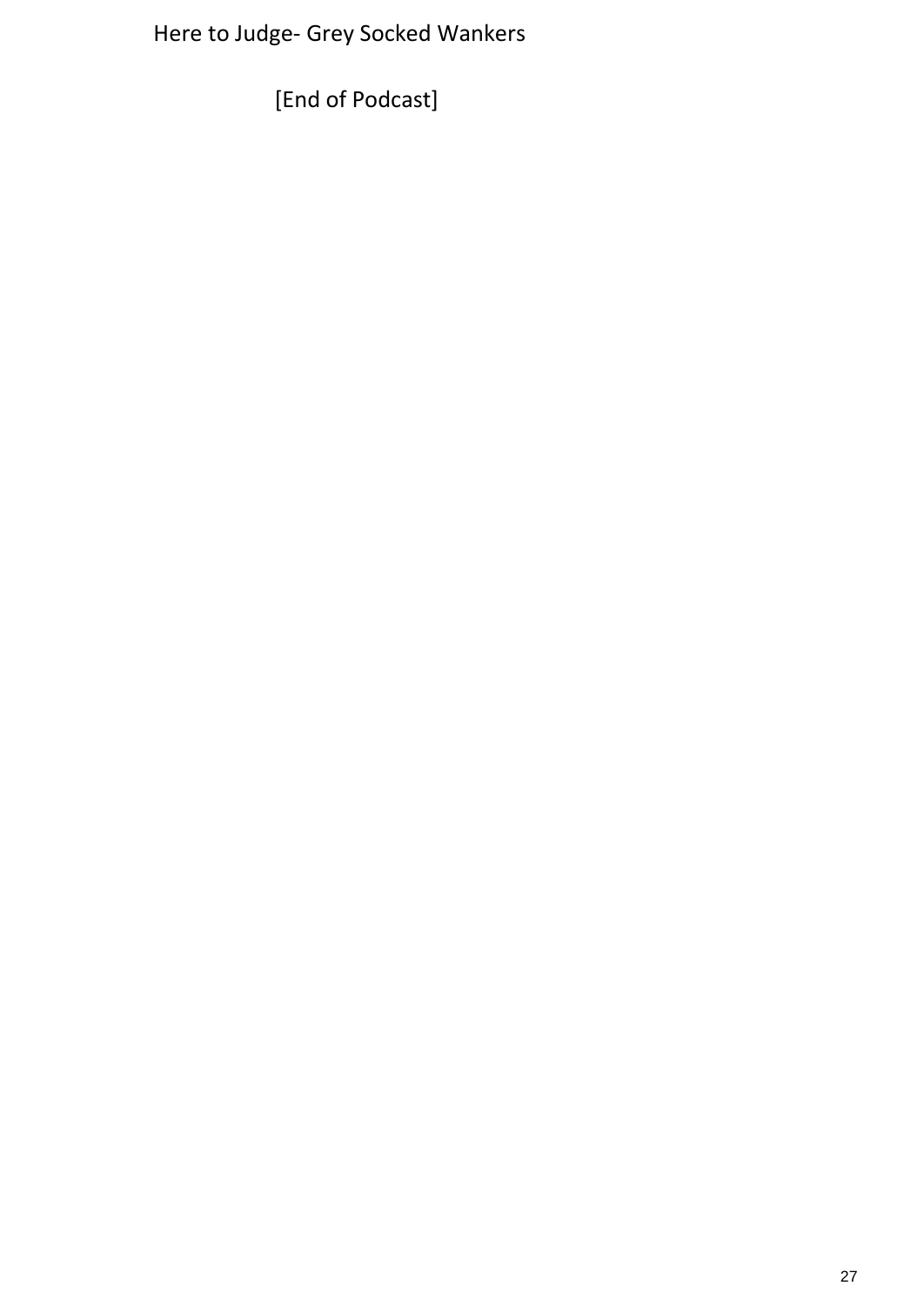Here to Judge- Grey Socked Wankers

[End of Podcast]